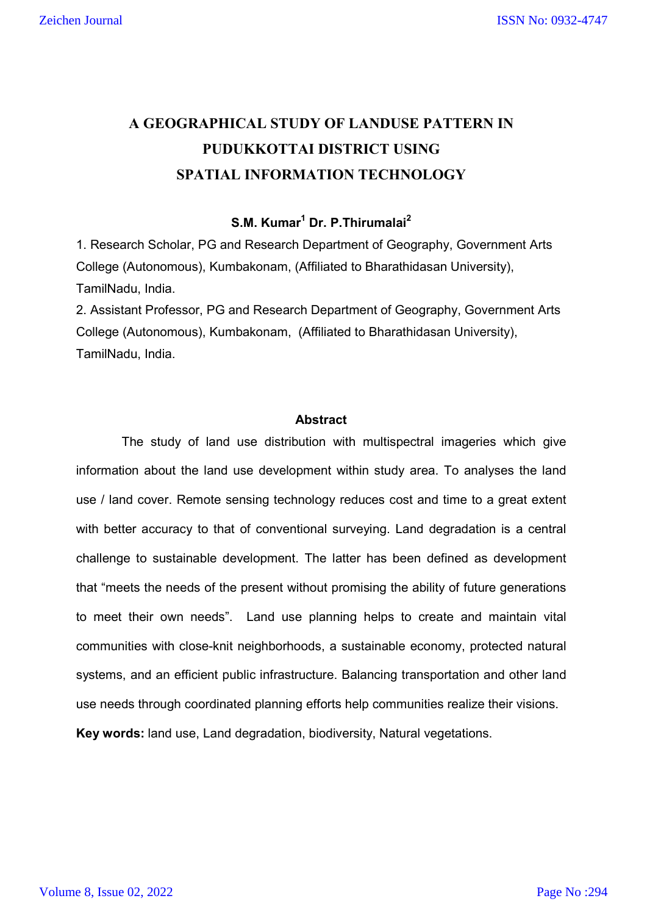# A GEOGRAPHICAL STUDY OF LANDUSE PATTERN IN PUDUKKOTTAI DISTRICT USING SPATIAL INFORMATION TECHNOLOGY

**S.M. Kumar[1] Dr. P.Thirumalai[2]**

1. Research Scholar, PG and Research Department of Geography, Government Arts College (Autonomous), Kumbakonam, (Affiliated to Bharathidasan University), TamilNadu, India.
2. Assistant Professor, PG and Research Department of Geography, Government Arts College (Autonomous), Kumbakonam, (Affiliated to Bharathidasan University), TamilNadu, India.

## Abstract

The study of land use distribution with multispectral imageries which give information about the land use development within study area. To analyses the land use / land cover. Remote sensing technology reduces cost and time to a great extent with better accuracy to that of conventional surveying. Land degradation is a central challenge to sustainable development. The latter has been defined as development that "meets the needs of the present without promising the ability of future generations to meet their own needs". Land use planning helps to create and maintain vital communities with close-knit neighborhoods, a sustainable economy, protected natural systems, and an efficient public infrastructure. Balancing transportation and other land use needs through coordinated planning efforts help communities realize their visions.

**Key words:** land use, Land degradation, biodiversity, Natural vegetations.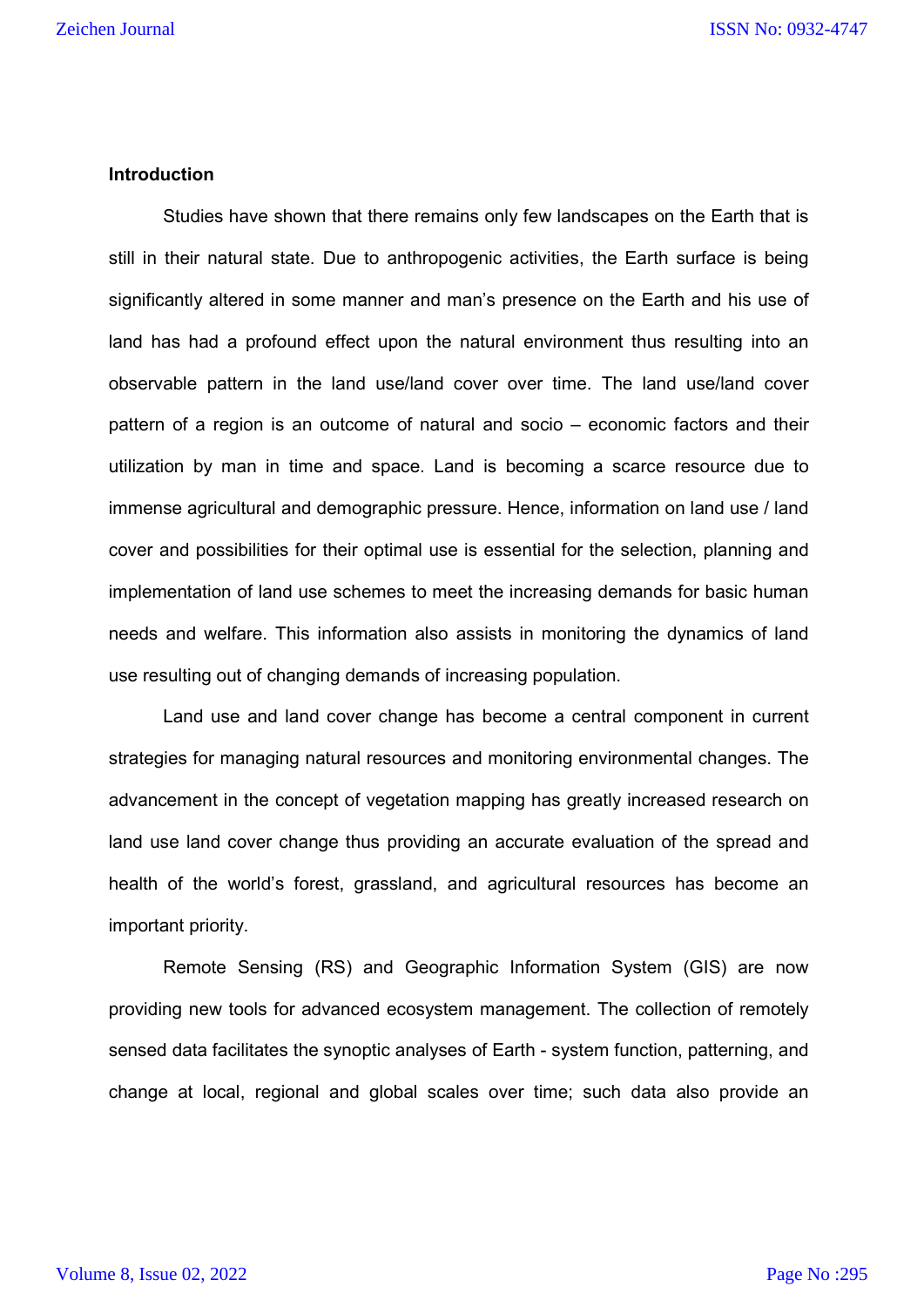## Introduction

Studies have shown that there remains only few landscapes on the Earth that is still in their natural state. Due to anthropogenic activities, the Earth surface is being significantly altered in some manner and man's presence on the Earth and his use of land has had a profound effect upon the natural environment thus resulting into an observable pattern in the land use/land cover over time. The land use/land cover pattern of a region is an outcome of natural and socio – economic factors and their utilization by man in time and space. Land is becoming a scarce resource due to immense agricultural and demographic pressure. Hence, information on land use / land cover and possibilities for their optimal use is essential for the selection, planning and implementation of land use schemes to meet the increasing demands for basic human needs and welfare. This information also assists in monitoring the dynamics of land use resulting out of changing demands of increasing population.

Land use and land cover change has become a central component in current strategies for managing natural resources and monitoring environmental changes. The advancement in the concept of vegetation mapping has greatly increased research on land use land cover change thus providing an accurate evaluation of the spread and health of the world's forest, grassland, and agricultural resources has become an important priority.

Remote Sensing (RS) and Geographic Information System (GIS) are now providing new tools for advanced ecosystem management. The collection of remotely sensed data facilitates the synoptic analyses of Earth - system function, patterning, and change at local, regional and global scales over time; such data also provide an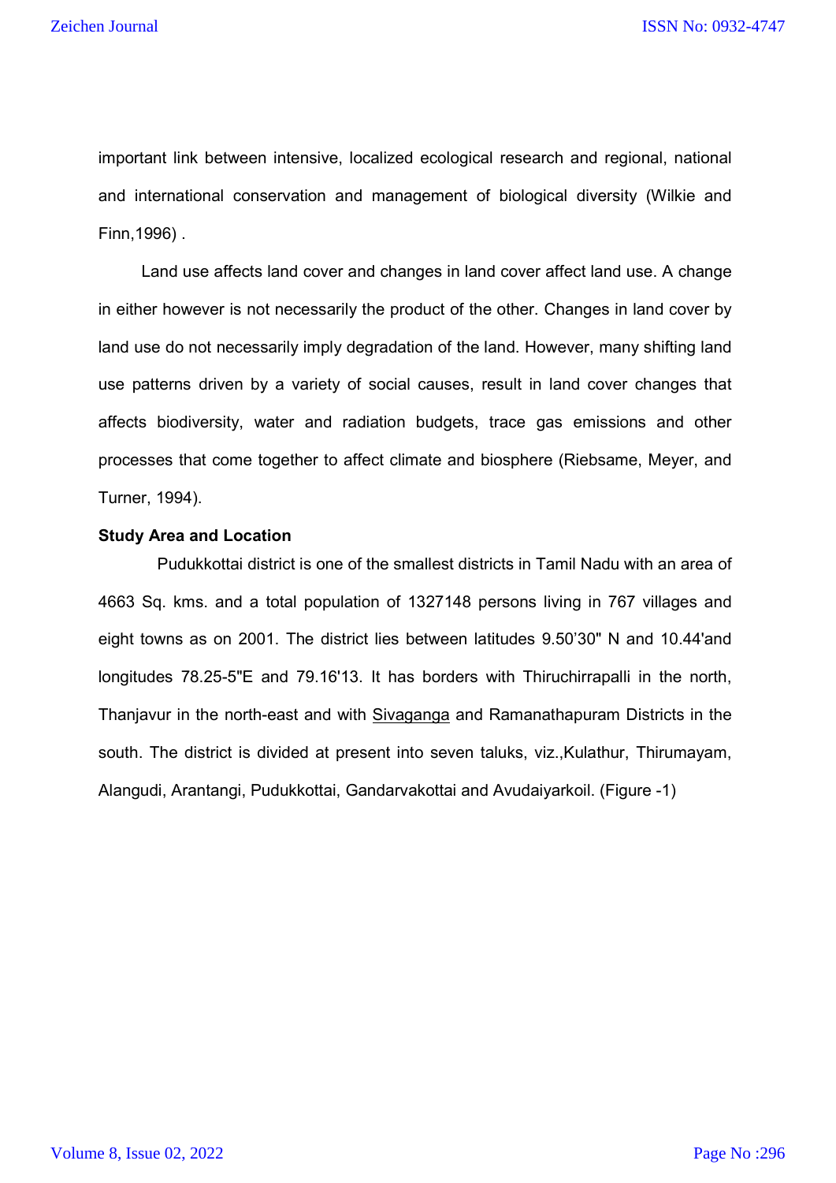important link between intensive, localized ecological research and regional, national and international conservation and management of biological diversity (Wilkie and Finn,1996) .

Land use affects land cover and changes in land cover affect land use. A change in either however is not necessarily the product of the other. Changes in land cover by land use do not necessarily imply degradation of the land. However, many shifting land use patterns driven by a variety of social causes, result in land cover changes that affects biodiversity, water and radiation budgets, trace gas emissions and other processes that come together to affect climate and biosphere (Riebsame, Meyer, and Turner, 1994).

**Study Area and Location**

Pudukkottai district is one of the smallest districts in Tamil Nadu with an area of 4663 Sq. kms. and a total population of 1327148 persons living in 767 villages and eight towns as on 2001. The district lies between latitudes 9.50’30" N and 10.44'and longitudes 78.25-5"E and 79.16'13. It has borders with Thiruchirrapalli in the north, Thanjavur in the north-east and with Sivaganga and Ramanathapuram Districts in the south. The district is divided at present into seven taluks, viz.,Kulathur, Thirumayam, Alangudi, Arantangi, Pudukkottai, Gandarvakottai and Avudaiyarkoil. (Figure -1)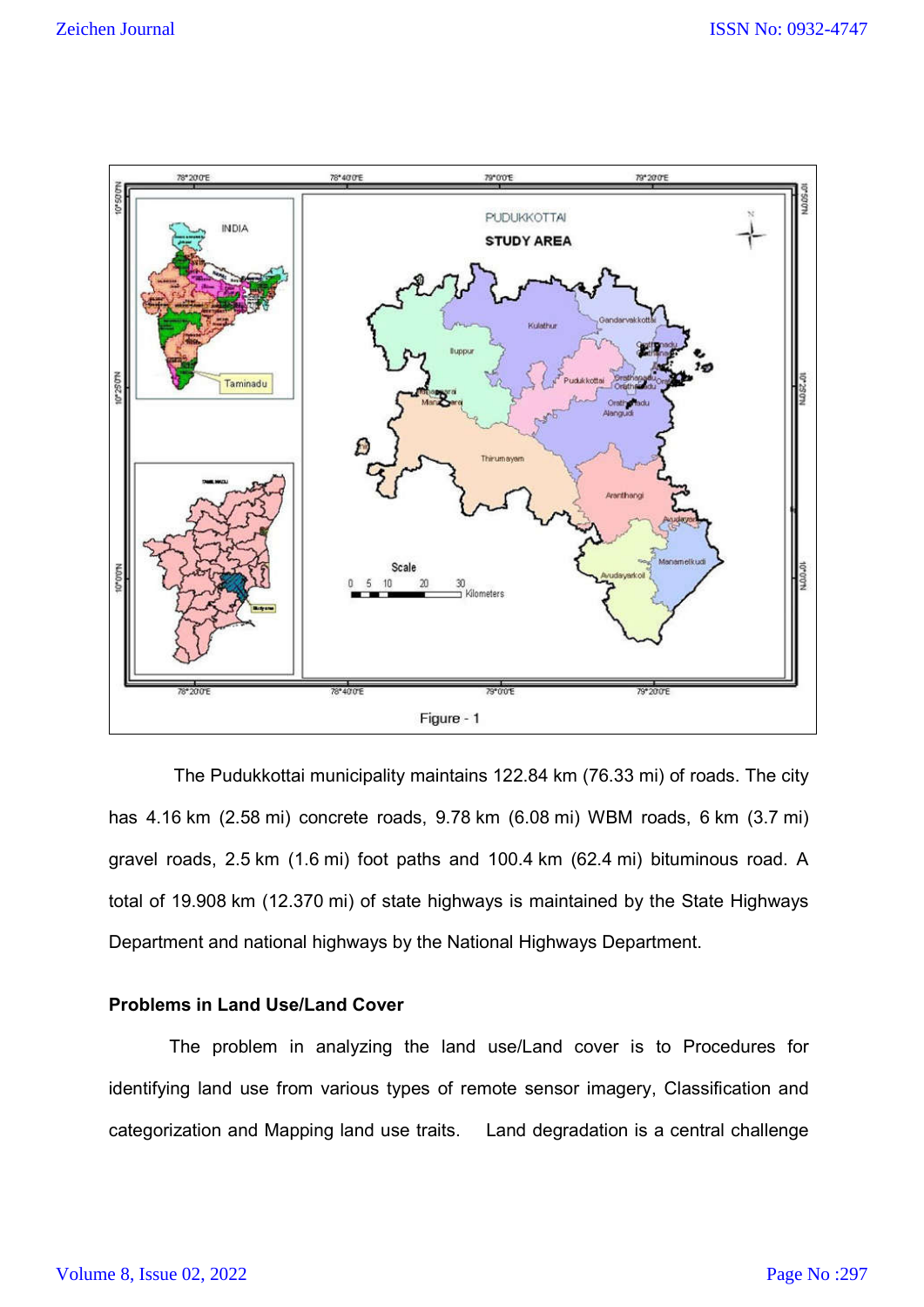Figure - 1

The Pudukkottai municipality maintains 122.84 km (76.33 mi) of roads. The city has 4.16 km (2.58 mi) concrete roads, 9.78 km (6.08 mi) WBM roads, 6 km (3.7 mi) gravel roads, 2.5 km (1.6 mi) foot paths and 100.4 km (62.4 mi) bituminous road. A total of 19.908 km (12.370 mi) of state highways is maintained by the State Highways Department and national highways by the National Highways Department.

**Problems in Land Use/Land Cover**

The problem in analyzing the land use/Land cover is to Procedures for identifying land use from various types of remote sensor imagery, Classification and categorization and Mapping land use traits. Land degradation is a central challenge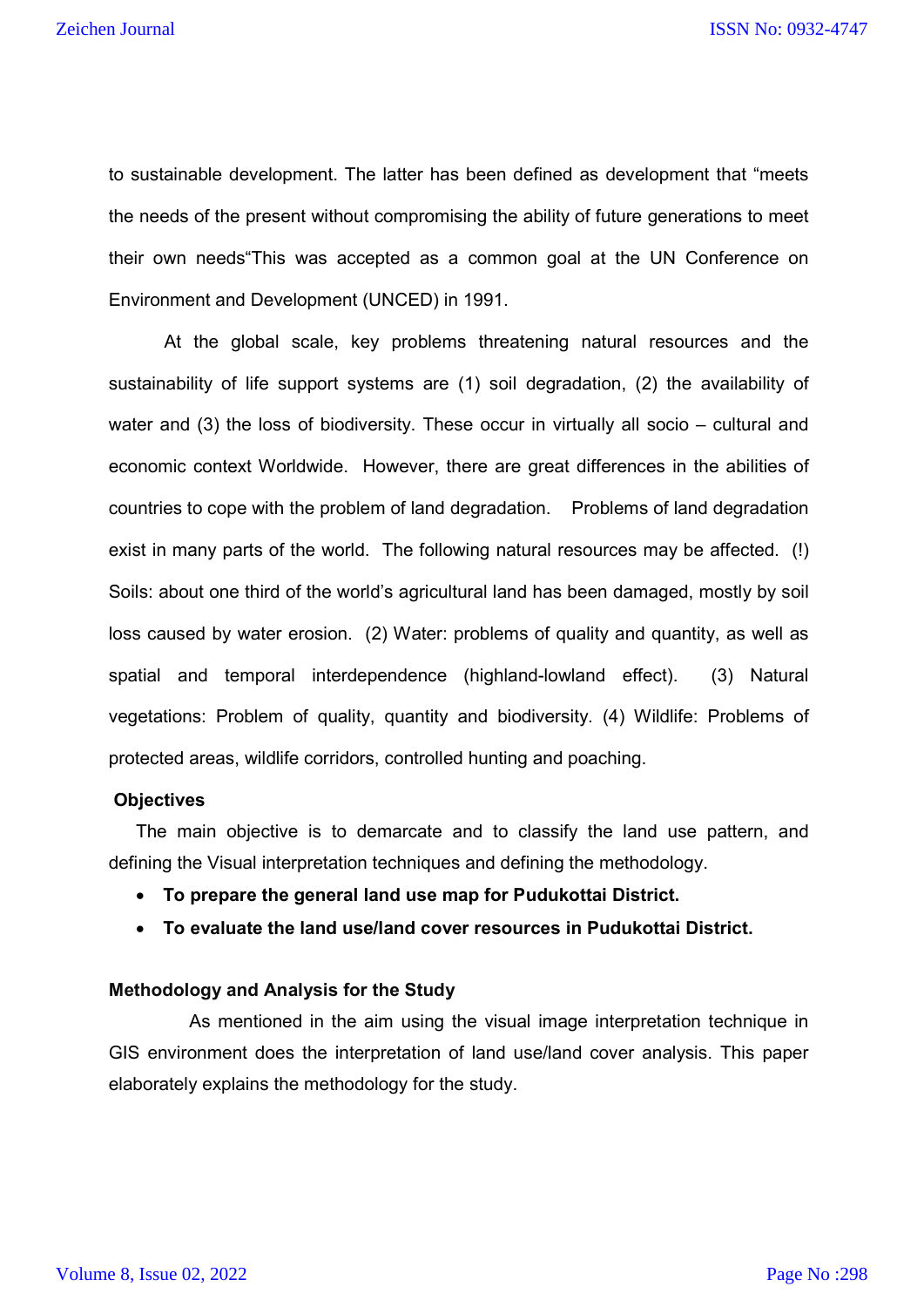to sustainable development. The latter has been defined as development that “meets the needs of the present without compromising the ability of future generations to meet their own needs“This was accepted as a common goal at the UN Conference on Environment and Development (UNCED) in 1991.

At the global scale, key problems threatening natural resources and the sustainability of life support systems are (1) soil degradation, (2) the availability of water and (3) the loss of biodiversity. These occur in virtually all socio – cultural and economic context Worldwide. However, there are great differences in the abilities of countries to cope with the problem of land degradation. Problems of land degradation exist in many parts of the world. The following natural resources may be affected. (!) Soils: about one third of the world’s agricultural land has been damaged, mostly by soil loss caused by water erosion. (2) Water: problems of quality and quantity, as well as spatial and temporal interdependence (highland-lowland effect). (3) Natural vegetations: Problem of quality, quantity and biodiversity. (4) Wildlife: Problems of protected areas, wildlife corridors, controlled hunting and poaching.

**Objectives**

The main objective is to demarcate and to classify the land use pattern, and defining the Visual interpretation techniques and defining the methodology.

- **To prepare the general land use map for Pudukottai District.**
- **To evaluate the land use/land cover resources in Pudukottai District.**

**Methodology and Analysis for the Study**

As mentioned in the aim using the visual image interpretation technique in GIS environment does the interpretation of land use/land cover analysis. This paper elaborately explains the methodology for the study.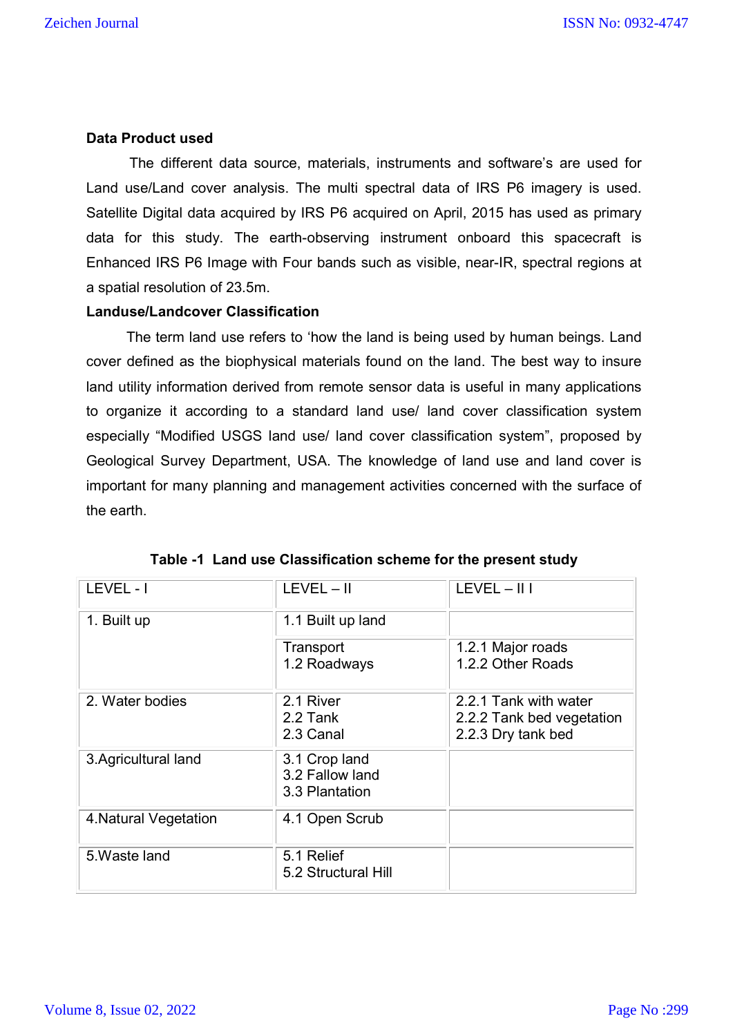**Data Product used**

The different data source, materials, instruments and software's are used for Land use/Land cover analysis. The multi spectral data of IRS P6 imagery is used. Satellite Digital data acquired by IRS P6 acquired on April, 2015 has used as primary data for this study. The earth-observing instrument onboard this spacecraft is Enhanced IRS P6 Image with Four bands such as visible, near-IR, spectral regions at a spatial resolution of 23.5m.

**Landuse/Landcover Classification**

The term land use refers to 'how the land is being used by human beings. Land cover defined as the biophysical materials found on the land. The best way to insure land utility information derived from remote sensor data is useful in many applications to organize it according to a standard land use/ land cover classification system especially "Modified USGS land use/ land cover classification system", proposed by Geological Survey Department, USA. The knowledge of land use and land cover is important for many planning and management activities concerned with the surface of the earth.

**Table -1 Land use Classification scheme for the present study**

| LEVEL - I | LEVEL – II | LEVEL – II I |
|---|---|---|
| 1. Built up | 1.1 Built up land | |
| | Transport<br>1.2 Roadways | 1.2.1 Major roads<br>1.2.2 Other Roads |
| 2. Water bodies | 2.1 River<br>2.2 Tank<br>2.3 Canal | 2.2.1 Tank with water<br>2.2.2 Tank bed vegetation<br>2.2.3 Dry tank bed |
| 3.Agricultural land | 3.1 Crop land<br>3.2 Fallow land<br>3.3 Plantation | |
| 4.Natural Vegetation | 4.1 Open Scrub | |
| 5.Waste land | 5.1 Relief<br>5.2 Structural Hill | |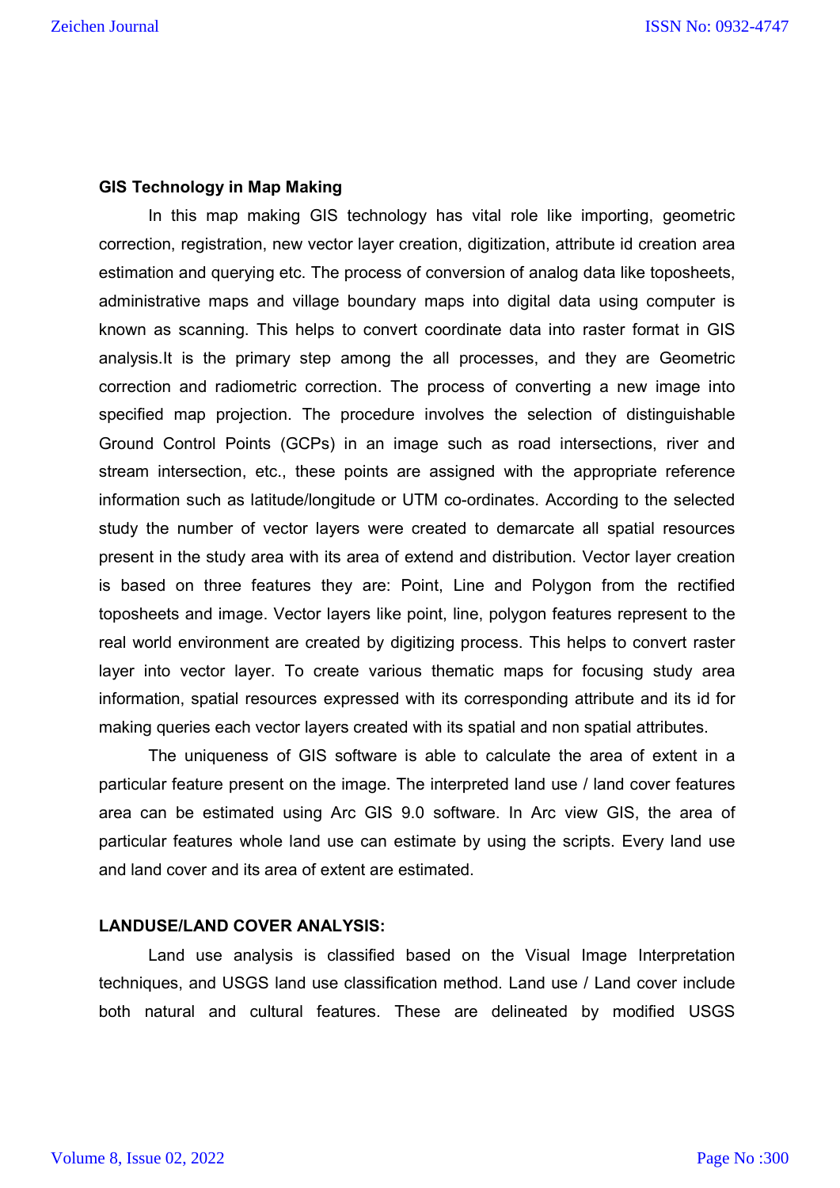**GIS Technology in Map Making**

In this map making GIS technology has vital role like importing, geometric correction, registration, new vector layer creation, digitization, attribute id creation area estimation and querying etc. The process of conversion of analog data like toposheets, administrative maps and village boundary maps into digital data using computer is known as scanning. This helps to convert coordinate data into raster format in GIS analysis.It is the primary step among the all processes, and they are Geometric correction and radiometric correction. The process of converting a new image into specified map projection. The procedure involves the selection of distinguishable Ground Control Points (GCPs) in an image such as road intersections, river and stream intersection, etc., these points are assigned with the appropriate reference information such as latitude/longitude or UTM co-ordinates. According to the selected study the number of vector layers were created to demarcate all spatial resources present in the study area with its area of extend and distribution. Vector layer creation is based on three features they are: Point, Line and Polygon from the rectified toposheets and image. Vector layers like point, line, polygon features represent to the real world environment are created by digitizing process. This helps to convert raster layer into vector layer. To create various thematic maps for focusing study area information, spatial resources expressed with its corresponding attribute and its id for making queries each vector layers created with its spatial and non spatial attributes.

The uniqueness of GIS software is able to calculate the area of extent in a particular feature present on the image. The interpreted land use / land cover features area can be estimated using Arc GIS 9.0 software. In Arc view GIS, the area of particular features whole land use can estimate by using the scripts. Every land use and land cover and its area of extent are estimated.

**LANDUSE/LAND COVER ANALYSIS:**

Land use analysis is classified based on the Visual Image Interpretation techniques, and USGS land use classification method. Land use / Land cover include both natural and cultural features. These are delineated by modified USGS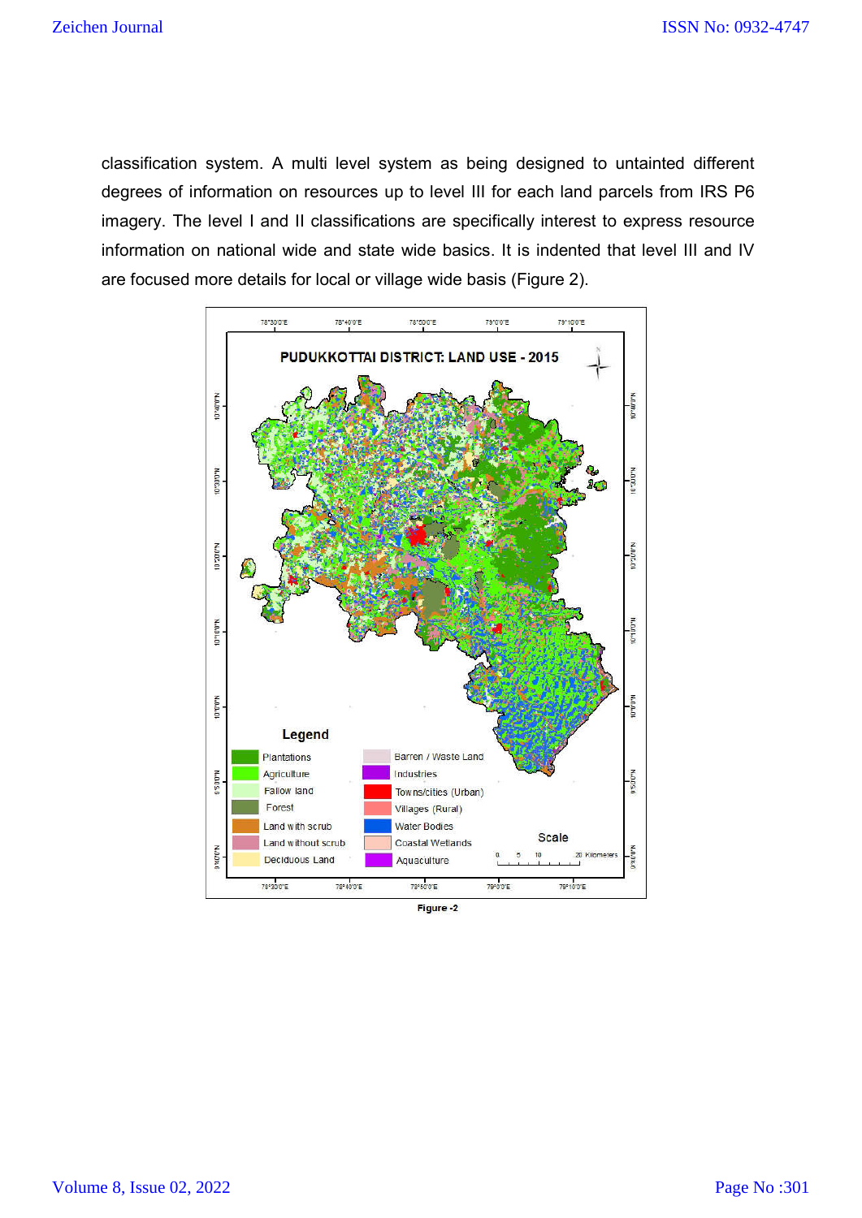classification system. A multi level system as being designed to untainted different degrees of information on resources up to level III for each land parcels from IRS P6 imagery. The level I and II classifications are specifically interest to express resource information on national wide and state wide basics. It is indented that level III and IV are focused more details for local or village wide basis (Figure 2).

Figure -2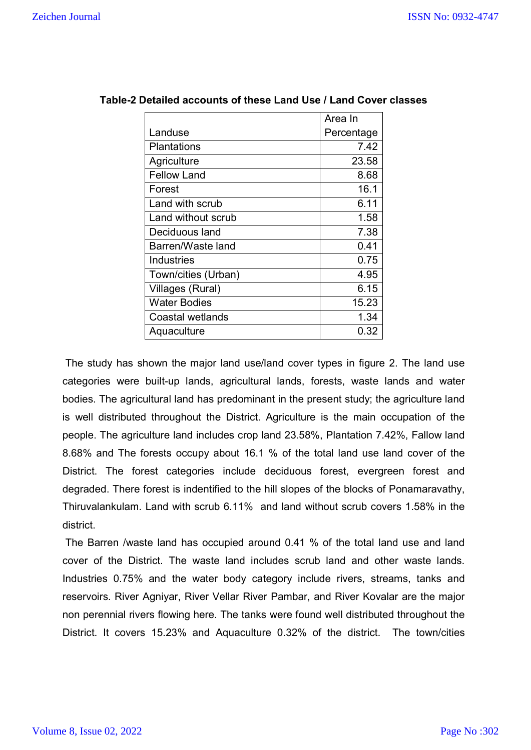**Table-2 Detailed accounts of these Land Use / Land Cover classes**

| Landuse | Area In Percentage |
|---|---|
| Plantations | 7.42 |
| Agriculture | 23.58 |
| Fellow Land | 8.68 |
| Forest | 16.1 |
| Land with scrub | 6.11 |
| Land without scrub | 1.58 |
| Deciduous land | 7.38 |
| Barren/Waste land | 0.41 |
| Industries | 0.75 |
| Town/cities (Urban) | 4.95 |
| Villages (Rural) | 6.15 |
| Water Bodies | 15.23 |
| Coastal wetlands | 1.34 |
| Aquaculture | 0.32 |

The study has shown the major land use/land cover types in figure 2. The land use categories were built-up lands, agricultural lands, forests, waste lands and water bodies. The agricultural land has predominant in the present study; the agriculture land is well distributed throughout the District. Agriculture is the main occupation of the people. The agriculture land includes crop land 23.58%, Plantation 7.42%, Fallow land 8.68% and The forests occupy about 16.1 % of the total land use land cover of the District. The forest categories include deciduous forest, evergreen forest and degraded. There forest is indentified to the hill slopes of the blocks of Ponamaravathy, Thiruvalankulam. Land with scrub 6.11% and land without scrub covers 1.58% in the district.

The Barren /waste land has occupied around 0.41 % of the total land use and land cover of the District. The waste land includes scrub land and other waste lands. Industries 0.75% and the water body category include rivers, streams, tanks and reservoirs. River Agniyar, River Vellar River Pambar, and River Kovalar are the major non perennial rivers flowing here. The tanks were found well distributed throughout the District. It covers 15.23% and Aquaculture 0.32% of the district. The town/cities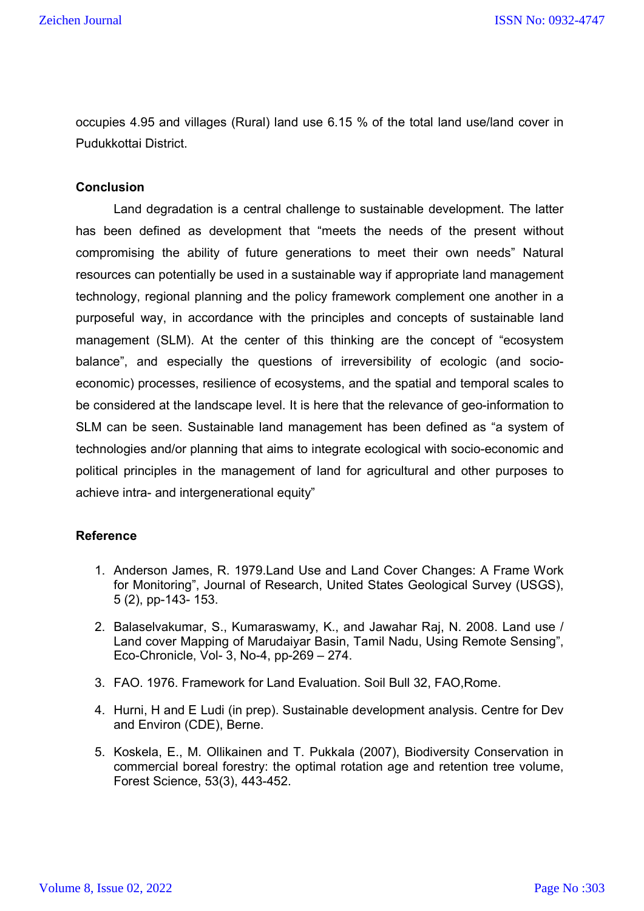occupies 4.95 and villages (Rural) land use 6.15 % of the total land use/land cover in Pudukkottai District.

**Conclusion**

Land degradation is a central challenge to sustainable development. The latter has been defined as development that "meets the needs of the present without compromising the ability of future generations to meet their own needs" Natural resources can potentially be used in a sustainable way if appropriate land management technology, regional planning and the policy framework complement one another in a purposeful way, in accordance with the principles and concepts of sustainable land management (SLM). At the center of this thinking are the concept of "ecosystem balance", and especially the questions of irreversibility of ecologic (and socio-economic) processes, resilience of ecosystems, and the spatial and temporal scales to be considered at the landscape level. It is here that the relevance of geo-information to SLM can be seen. Sustainable land management has been defined as "a system of technologies and/or planning that aims to integrate ecological with socio-economic and political principles in the management of land for agricultural and other purposes to achieve intra- and intergenerational equity"

**Reference**

1. Anderson James, R. 1979.Land Use and Land Cover Changes: A Frame Work for Monitoring", Journal of Research, United States Geological Survey (USGS), 5 (2), pp-143- 153.
2. Balaselvakumar, S., Kumaraswamy, K., and Jawahar Raj, N. 2008. Land use / Land cover Mapping of Marudaiyar Basin, Tamil Nadu, Using Remote Sensing", Eco-Chronicle, Vol- 3, No-4, pp-269 – 274.
3. FAO. 1976. Framework for Land Evaluation. Soil Bull 32, FAO,Rome.
4. Hurni, H and E Ludi (in prep). Sustainable development analysis. Centre for Dev and Environ (CDE), Berne.
5. Koskela, E., M. Ollikainen and T. Pukkala (2007), Biodiversity Conservation in commercial boreal forestry: the optimal rotation age and retention tree volume, Forest Science, 53(3), 443-452.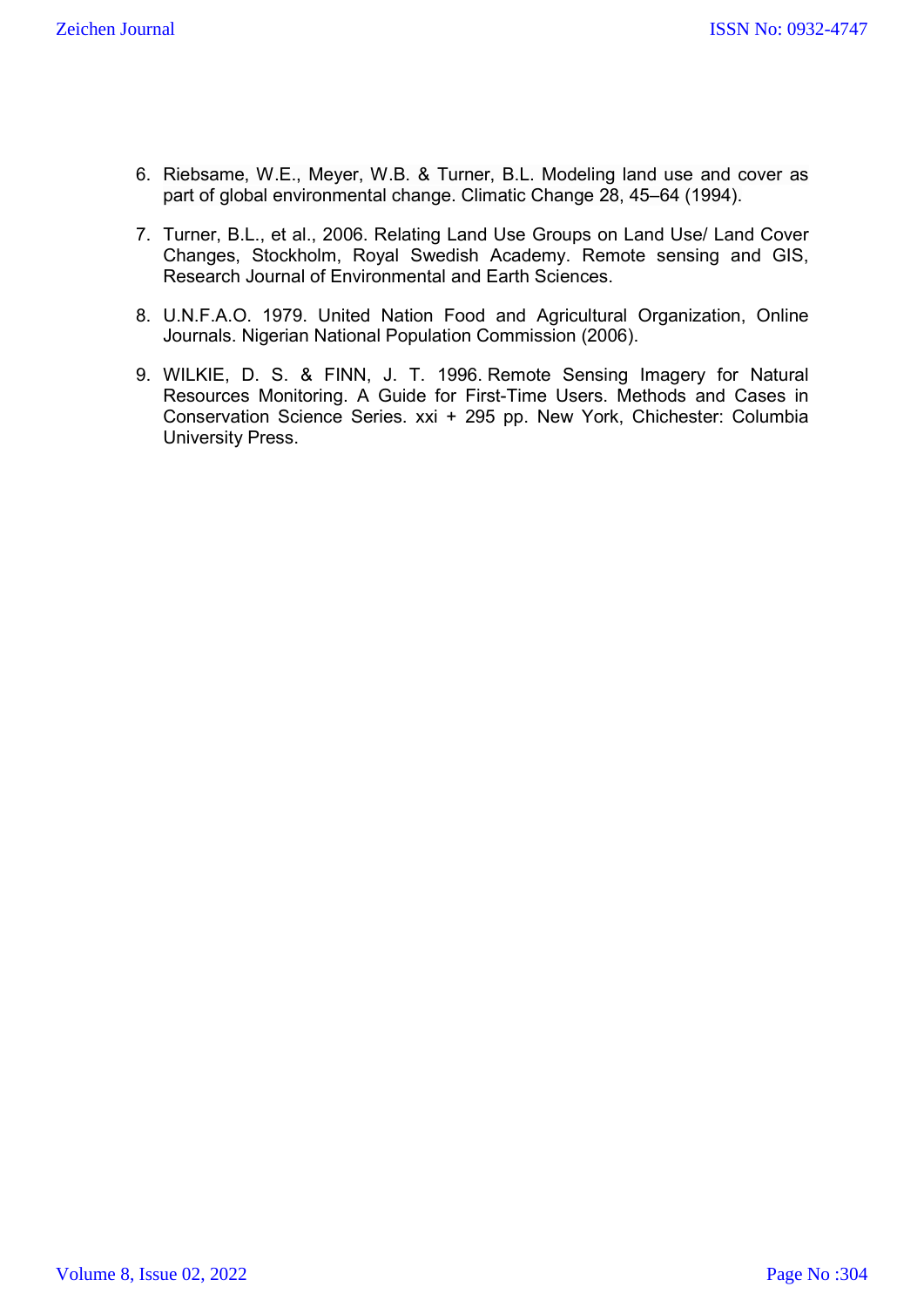6. Riebsame, W.E., Meyer, W.B. & Turner, B.L. Modeling land use and cover as part of global environmental change. Climatic Change 28, 45–64 (1994).

7. Turner, B.L., et al., 2006. Relating Land Use Groups on Land Use/ Land Cover Changes, Stockholm, Royal Swedish Academy. Remote sensing and GIS, Research Journal of Environmental and Earth Sciences.

8. U.N.F.A.O. 1979. United Nation Food and Agricultural Organization, Online Journals. Nigerian National Population Commission (2006).

9. WILKIE, D. S. & FINN, J. T. 1996. Remote Sensing Imagery for Natural Resources Monitoring. A Guide for First-Time Users. Methods and Cases in Conservation Science Series. xxi + 295 pp. New York, Chichester: Columbia University Press.